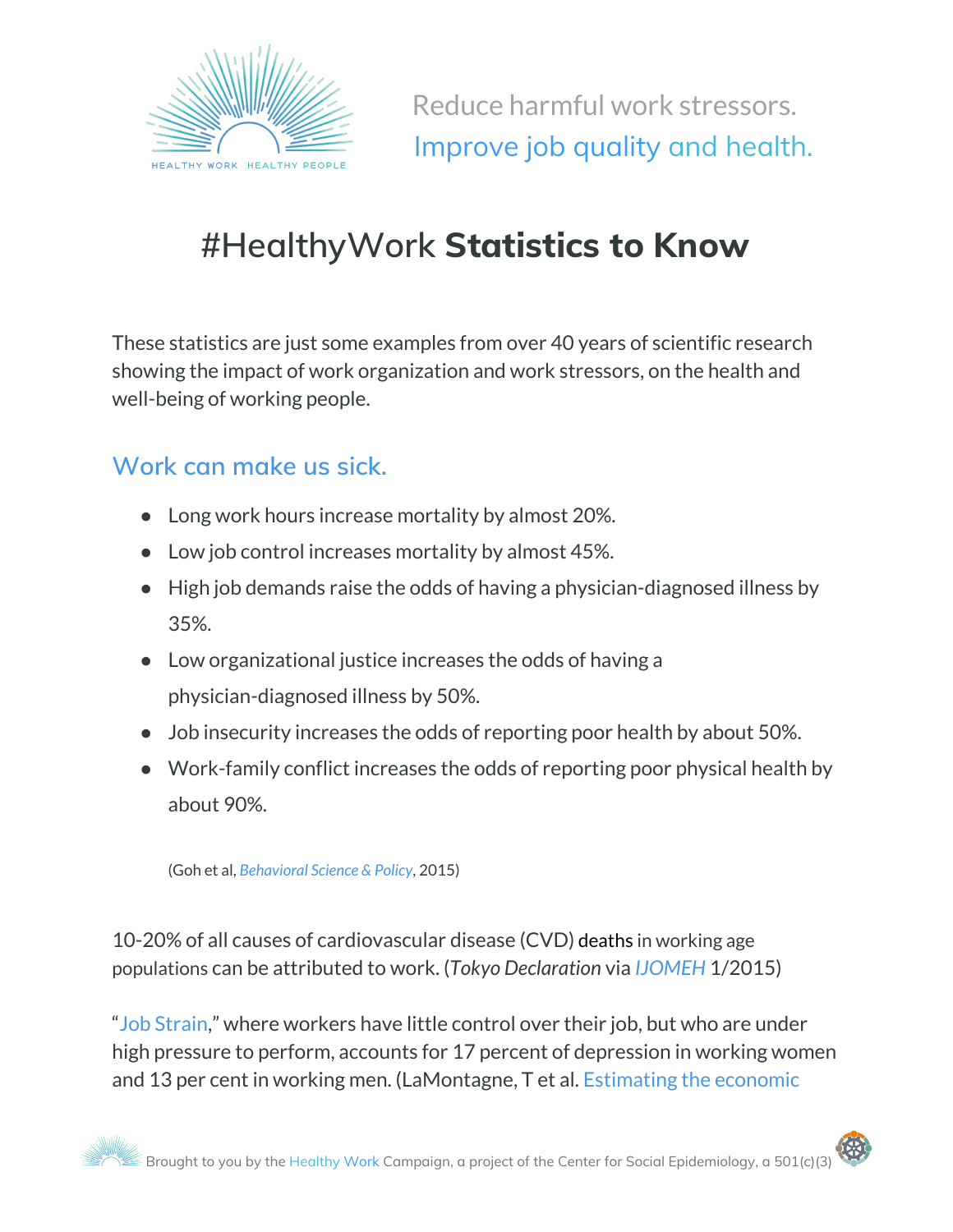Reduce harmful work stressors.
Improve job quality and health.

# #HealthyWork **Statistics to Know**

These statistics are just some examples from over 40 years of scientific research showing the impact of work organization and work stressors, on the health and well-being of working people.

## Work can make us sick.

- Long work hours increase mortality by almost 20%.
- Low job control increases mortality by almost 45%.
- High job demands raise the odds of having a physician-diagnosed illness by 35%.
- Low organizational justice increases the odds of having a physician-diagnosed illness by 50%.
- Job insecurity increases the odds of reporting poor health by about 50%.
- Work-family conflict increases the odds of reporting poor physical health by about 90%.

(Goh et al, *Behavioral Science & Policy*, 2015)

10-20% of all causes of cardiovascular disease (CVD) deaths in working age populations can be attributed to work. (*Tokyo Declaration* via *IJOMEH* 1/2015)

"Job Strain," where workers have little control over their job, but who are under high pressure to perform, accounts for 17 percent of depression in working women and 13 per cent in working men. (LaMontagne, T et al. Estimating the economic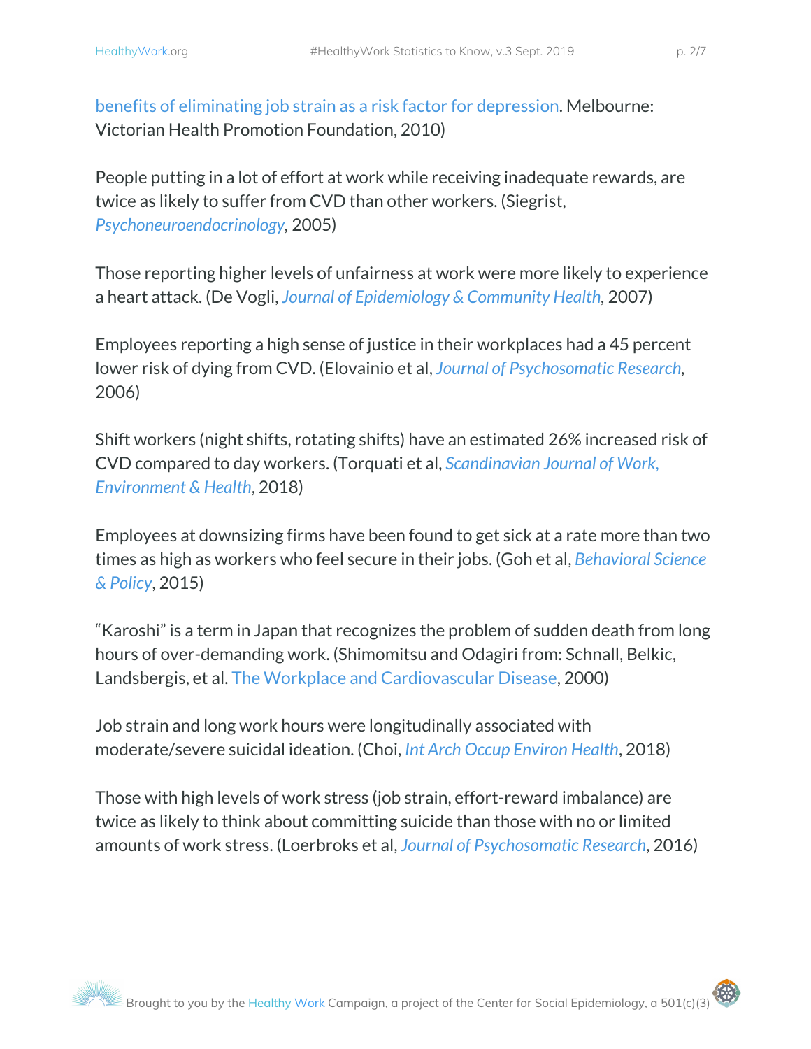benefits of eliminating job strain as a risk factor for depression. Melbourne: Victorian Health Promotion Foundation, 2010)

People putting in a lot of effort at work while receiving inadequate rewards, are twice as likely to suffer from CVD than other workers. (Siegrist, *Psychoneuroendocrinology*, 2005)

Those reporting higher levels of unfairness at work were more likely to experience a heart attack. (De Vogli, *Journal of Epidemiology & Community Health*, 2007)

Employees reporting a high sense of justice in their workplaces had a 45 percent lower risk of dying from CVD. (Elovainio et al, *Journal of Psychosomatic Research*, 2006)

Shift workers (night shifts, rotating shifts) have an estimated 26% increased risk of CVD compared to day workers. (Torquati et al, *Scandinavian Journal of Work, Environment & Health*, 2018)

Employees at downsizing firms have been found to get sick at a rate more than two times as high as workers who feel secure in their jobs. (Goh et al, *Behavioral Science & Policy*, 2015)

"Karoshi" is a term in Japan that recognizes the problem of sudden death from long hours of over-demanding work. (Shimomitsu and Odagiri from: Schnall, Belkic, Landsbergis, et al. The Workplace and Cardiovascular Disease, 2000)

Job strain and long work hours were longitudinally associated with moderate/severe suicidal ideation. (Choi, *Int Arch Occup Environ Health*, 2018)

Those with high levels of work stress (job strain, effort-reward imbalance) are twice as likely to think about committing suicide than those with no or limited amounts of work stress. (Loerbroks et al, *Journal of Psychosomatic Research*, 2016)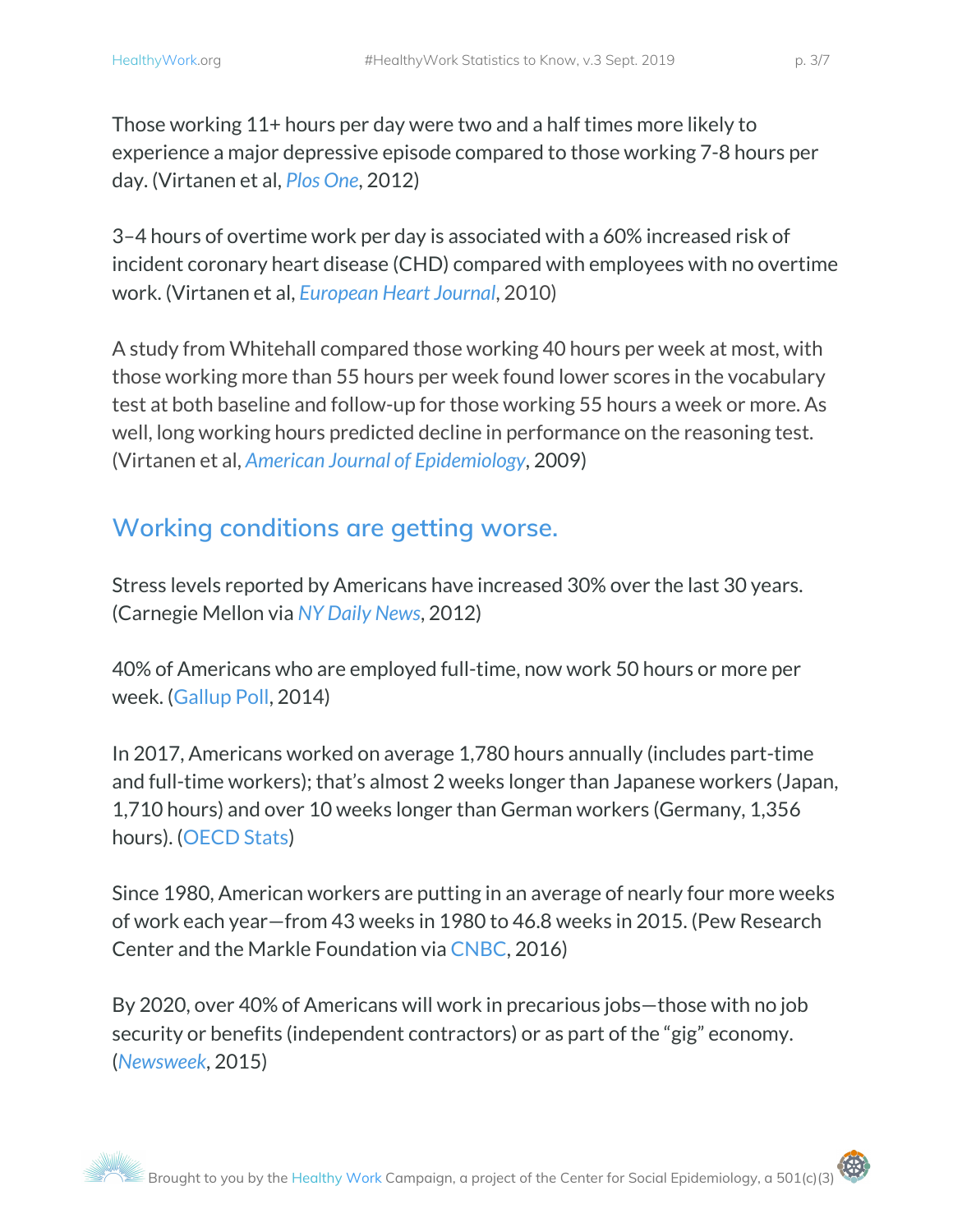Those working 11+ hours per day were two and a half times more likely to experience a major depressive episode compared to those working 7-8 hours per day. (Virtanen et al, *Plos One*, 2012)

3–4 hours of overtime work per day is associated with a 60% increased risk of incident coronary heart disease (CHD) compared with employees with no overtime work. (Virtanen et al, *European Heart Journal*, 2010)

A study from Whitehall compared those working 40 hours per week at most, with those working more than 55 hours per week found lower scores in the vocabulary test at both baseline and follow-up for those working 55 hours a week or more. As well, long working hours predicted decline in performance on the reasoning test. (Virtanen et al, *American Journal of Epidemiology*, 2009)

## Working conditions are getting worse.

Stress levels reported by Americans have increased 30% over the last 30 years. (Carnegie Mellon via *NY Daily News*, 2012)

40% of Americans who are employed full-time, now work 50 hours or more per week. (Gallup Poll, 2014)

In 2017, Americans worked on average 1,780 hours annually (includes part-time and full-time workers); that's almost 2 weeks longer than Japanese workers (Japan, 1,710 hours) and over 10 weeks longer than German workers (Germany, 1,356 hours). (OECD Stats)

Since 1980, American workers are putting in an average of nearly four more weeks of work each year—from 43 weeks in 1980 to 46.8 weeks in 2015. (Pew Research Center and the Markle Foundation via CNBC, 2016)

By 2020, over 40% of Americans will work in precarious jobs—those with no job security or benefits (independent contractors) or as part of the "gig" economy. (*Newsweek*, 2015)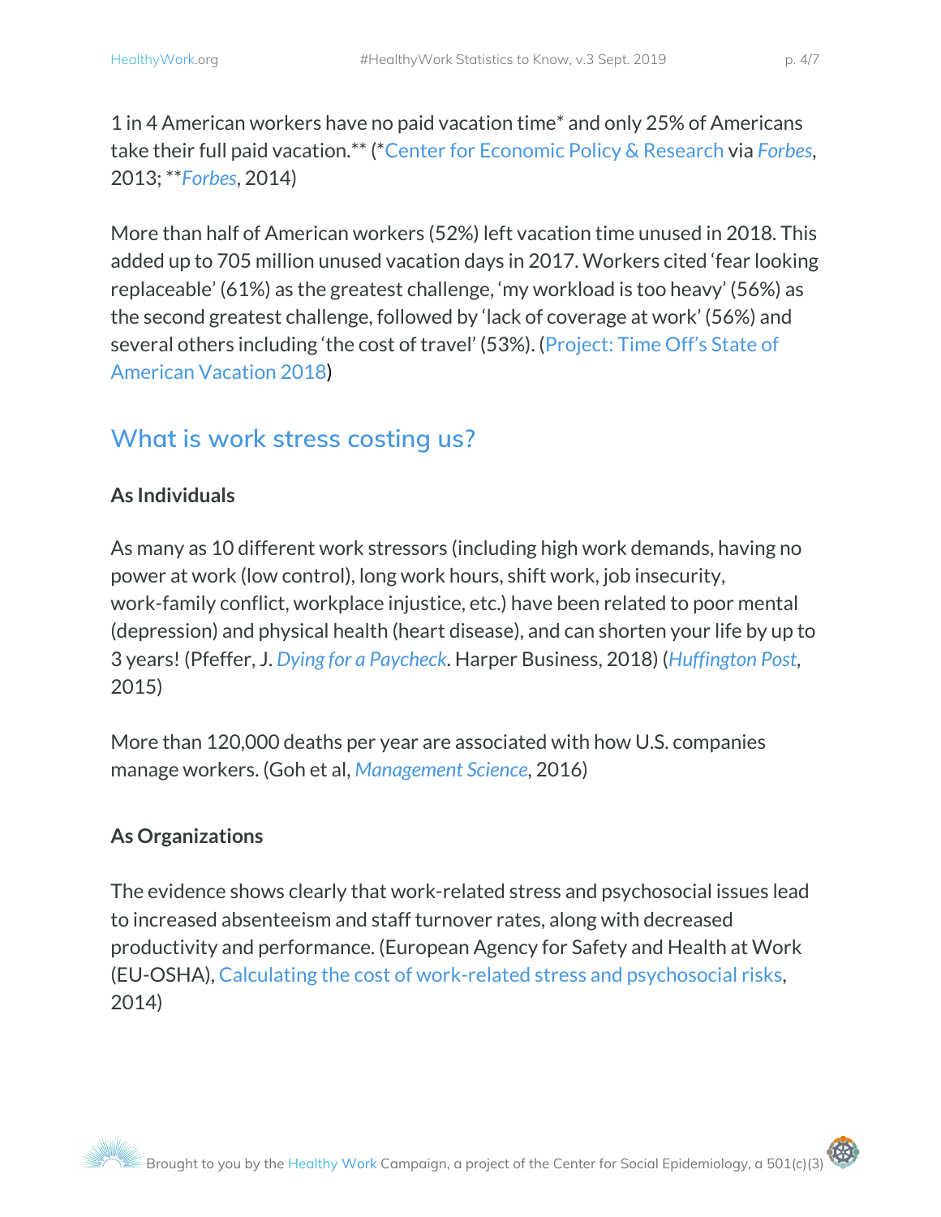1 in 4 American workers have no paid vacation time* and only 25% of Americans take their full paid vacation.** (*Center for Economic Policy & Research via *Forbes*, 2013; ***Forbes*, 2014)

More than half of American workers (52%) left vacation time unused in 2018. This added up to 705 million unused vacation days in 2017. Workers cited 'fear looking replaceable' (61%) as the greatest challenge, 'my workload is too heavy' (56%) as the second greatest challenge, followed by 'lack of coverage at work' (56%) and several others including 'the cost of travel' (53%). (Project: Time Off's State of American Vacation 2018)

## What is work stress costing us?

### As Individuals

As many as 10 different work stressors (including high work demands, having no power at work (low control), long work hours, shift work, job insecurity, work-family conflict, workplace injustice, etc.) have been related to poor mental (depression) and physical health (heart disease), and can shorten your life by up to 3 years! (Pfeffer, J. *Dying for a Paycheck*. Harper Business, 2018) (*Huffington Post*, 2015)

More than 120,000 deaths per year are associated with how U.S. companies manage workers. (Goh et al, *Management Science*, 2016)

### As Organizations

The evidence shows clearly that work-related stress and psychosocial issues lead to increased absenteeism and staff turnover rates, along with decreased productivity and performance. (European Agency for Safety and Health at Work (EU-OSHA), Calculating the cost of work-related stress and psychosocial risks, 2014)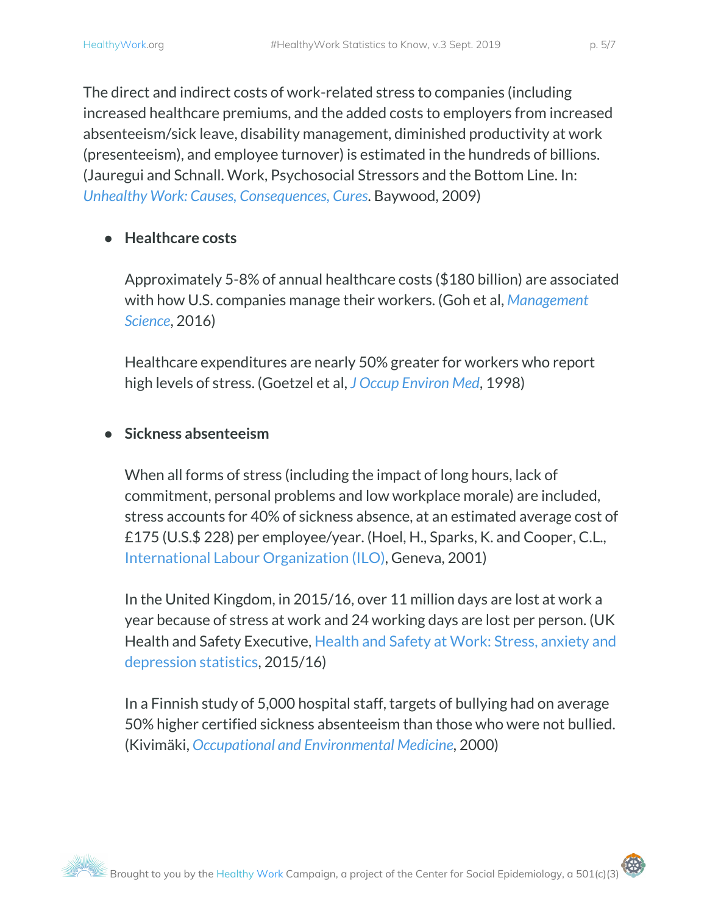The direct and indirect costs of work-related stress to companies (including increased healthcare premiums, and the added costs to employers from increased absenteeism/sick leave, disability management, diminished productivity at work (presenteeism), and employee turnover) is estimated in the hundreds of billions. (Jauregui and Schnall. Work, Psychosocial Stressors and the Bottom Line. In: *Unhealthy Work: Causes, Consequences, Cures*. Baywood, 2009)

- **Healthcare costs**

  Approximately 5-8% of annual healthcare costs ($180 billion) are associated with how U.S. companies manage their workers. (Goh et al, *Management Science*, 2016)

  Healthcare expenditures are nearly 50% greater for workers who report high levels of stress. (Goetzel et al, *J Occup Environ Med*, 1998)

- **Sickness absenteeism**

  When all forms of stress (including the impact of long hours, lack of commitment, personal problems and low workplace morale) are included, stress accounts for 40% of sickness absence, at an estimated average cost of £175 (U.S.$ 228) per employee/year. (Hoel, H., Sparks, K. and Cooper, C.L., International Labour Organization (ILO), Geneva, 2001)

  In the United Kingdom, in 2015/16, over 11 million days are lost at work a year because of stress at work and 24 working days are lost per person. (UK Health and Safety Executive, Health and Safety at Work: Stress, anxiety and depression statistics, 2015/16)

  In a Finnish study of 5,000 hospital staff, targets of bullying had on average 50% higher certified sickness absenteeism than those who were not bullied. (Kivimäki, *Occupational and Environmental Medicine*, 2000)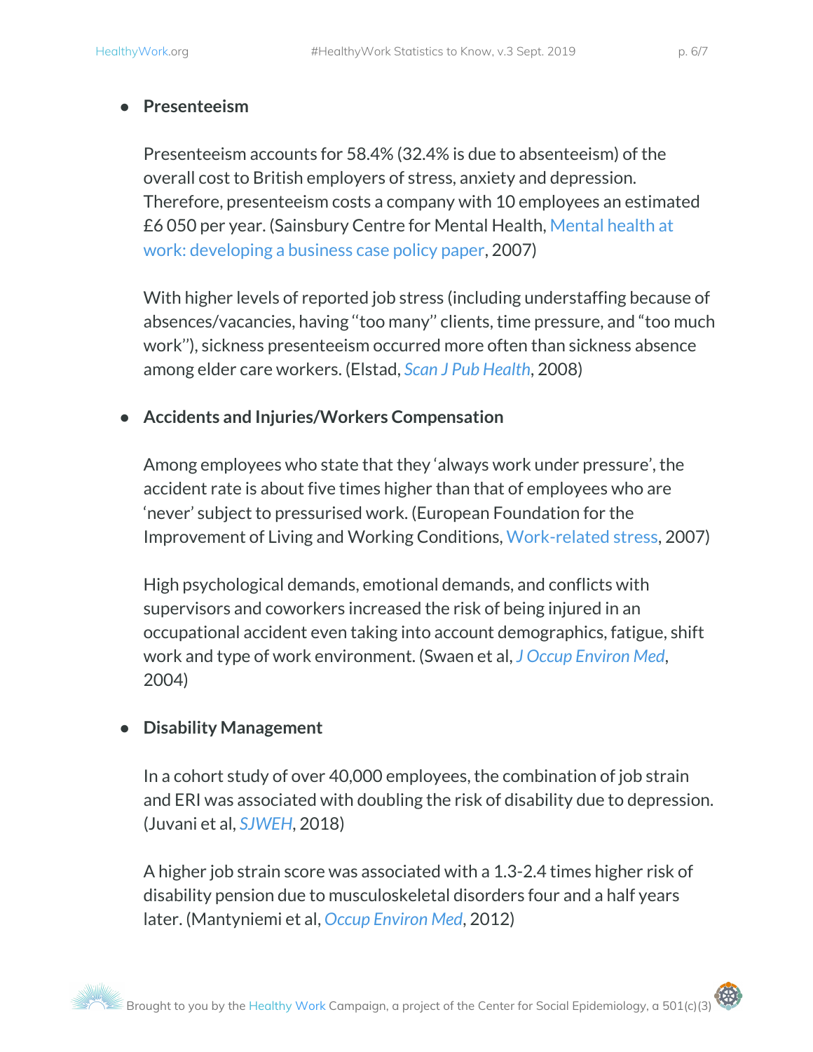- **Presenteeism**

  Presenteeism accounts for 58.4% (32.4% is due to absenteeism) of the overall cost to British employers of stress, anxiety and depression. Therefore, presenteeism costs a company with 10 employees an estimated £6 050 per year. (Sainsbury Centre for Mental Health, Mental health at work: developing a business case policy paper, 2007)

  With higher levels of reported job stress (including understaffing because of absences/vacancies, having "too many" clients, time pressure, and "too much work"), sickness presenteeism occurred more often than sickness absence among elder care workers. (Elstad, *Scan J Pub Health*, 2008)

- **Accidents and Injuries/Workers Compensation**

  Among employees who state that they 'always work under pressure', the accident rate is about five times higher than that of employees who are 'never' subject to pressurised work. (European Foundation for the Improvement of Living and Working Conditions, Work-related stress, 2007)

  High psychological demands, emotional demands, and conflicts with supervisors and coworkers increased the risk of being injured in an occupational accident even taking into account demographics, fatigue, shift work and type of work environment. (Swaen et al, *J Occup Environ Med*, 2004)

- **Disability Management**

  In a cohort study of over 40,000 employees, the combination of job strain and ERI was associated with doubling the risk of disability due to depression. (Juvani et al, *SJWEH*, 2018)

  A higher job strain score was associated with a 1.3-2.4 times higher risk of disability pension due to musculoskeletal disorders four and a half years later. (Mantyniemi et al, *Occup Environ Med*, 2012)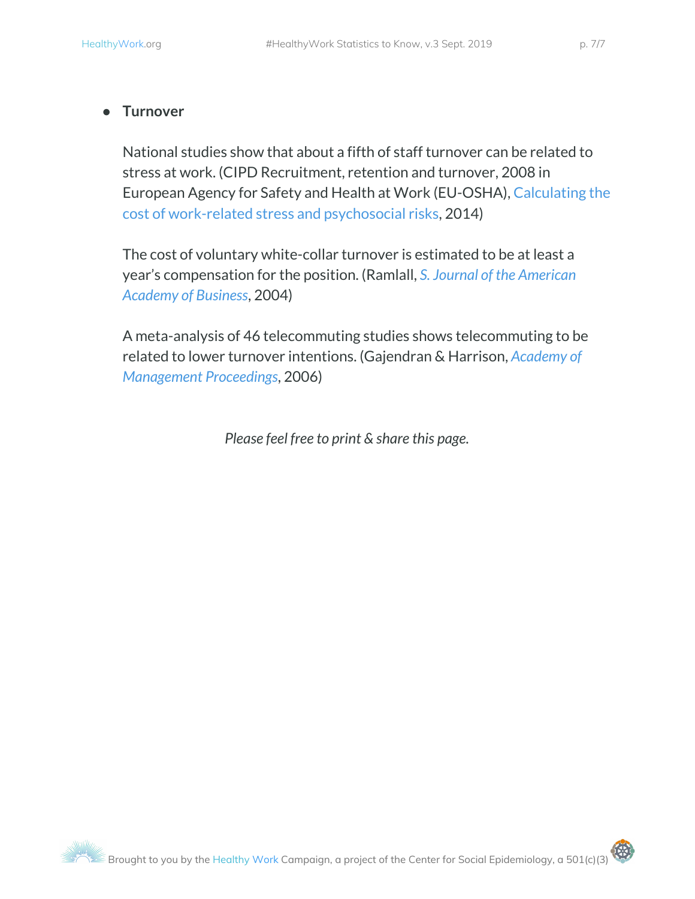- **Turnover**

  National studies show that about a fifth of staff turnover can be related to stress at work. (CIPD Recruitment, retention and turnover, 2008 in European Agency for Safety and Health at Work (EU-OSHA), Calculating the cost of work-related stress and psychosocial risks, 2014)

  The cost of voluntary white-collar turnover is estimated to be at least a year's compensation for the position. (Ramlall, *S. Journal of the American Academy of Business*, 2004)

  A meta-analysis of 46 telecommuting studies shows telecommuting to be related to lower turnover intentions. (Gajendran & Harrison, *Academy of Management Proceedings*, 2006)

*Please feel free to print & share this page.*